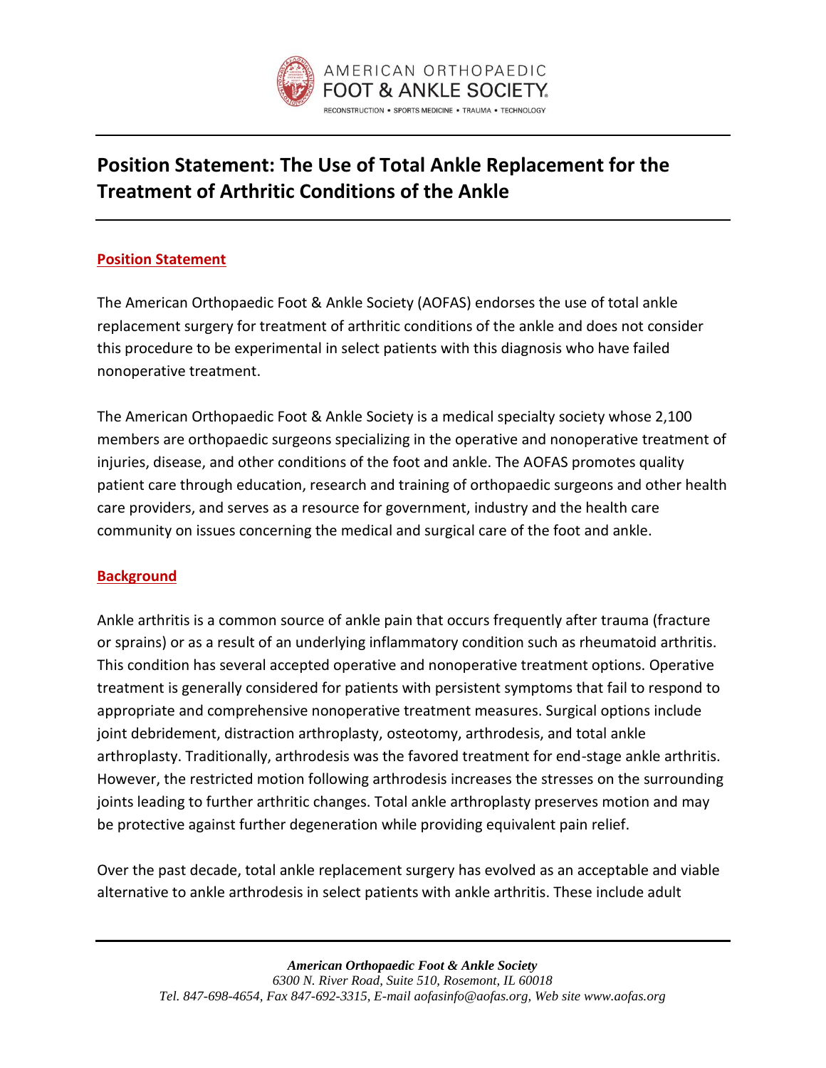# Position Statement: The Use of Total Ankle Replacement for the Treatment of Arthritic Conditions of the Ankle

## Position Statement

The American Orthopaedic Foot & Ankle Society (AOFAS) endorses the use of total ankle replacement surgery for treatment of arthritic conditions of the ankle and does not consider this procedure to be experimental in select patients with this diagnosis who have failed nonoperative treatment.

The American Orthopaedic Foot & Ankle Society is a medical specialty society whose 2,100 members are orthopaedic surgeons specializing in the operative and nonoperative treatment of injuries, disease, and other conditions of the foot and ankle. The AOFAS promotes quality patient care through education, research and training of orthopaedic surgeons and other health care providers, and serves as a resource for government, industry and the health care community on issues concerning the medical and surgical care of the foot and ankle.

## Background

Ankle arthritis is a common source of ankle pain that occurs frequently after trauma (fracture or sprains) or as a result of an underlying inflammatory condition such as rheumatoid arthritis. This condition has several accepted operative and nonoperative treatment options. Operative treatment is generally considered for patients with persistent symptoms that fail to respond to appropriate and comprehensive nonoperative treatment measures. Surgical options include joint debridement, distraction arthroplasty, osteotomy, arthrodesis, and total ankle arthroplasty. Traditionally, arthrodesis was the favored treatment for end-stage ankle arthritis. However, the restricted motion following arthrodesis increases the stresses on the surrounding joints leading to further arthritic changes. Total ankle arthroplasty preserves motion and may be protective against further degeneration while providing equivalent pain relief.

Over the past decade, total ankle replacement surgery has evolved as an acceptable and viable alternative to ankle arthrodesis in select patients with ankle arthritis. These include adult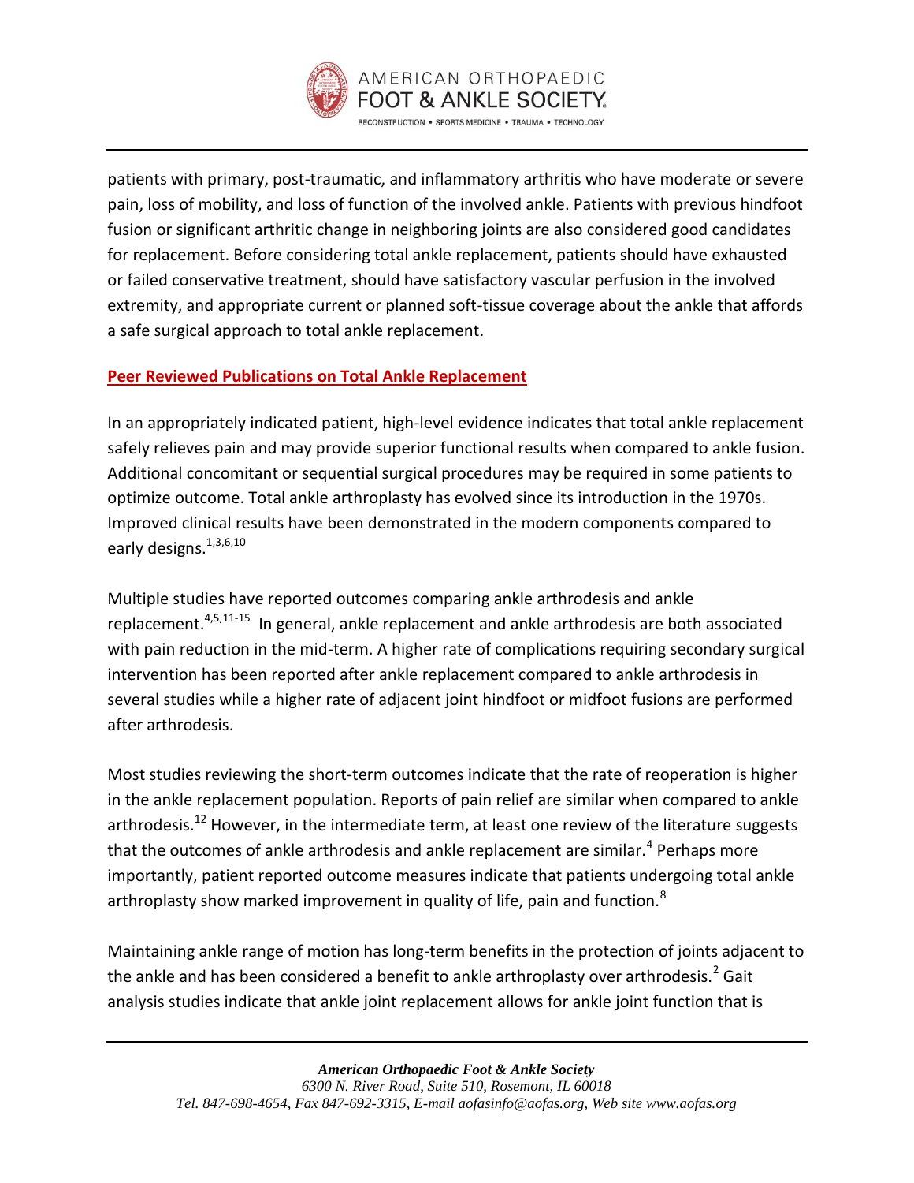patients with primary, post-traumatic, and inflammatory arthritis who have moderate or severe pain, loss of mobility, and loss of function of the involved ankle. Patients with previous hindfoot fusion or significant arthritic change in neighboring joints are also considered good candidates for replacement. Before considering total ankle replacement, patients should have exhausted or failed conservative treatment, should have satisfactory vascular perfusion in the involved extremity, and appropriate current or planned soft-tissue coverage about the ankle that affords a safe surgical approach to total ankle replacement.

## Peer Reviewed Publications on Total Ankle Replacement

In an appropriately indicated patient, high-level evidence indicates that total ankle replacement safely relieves pain and may provide superior functional results when compared to ankle fusion. Additional concomitant or sequential surgical procedures may be required in some patients to optimize outcome. Total ankle arthroplasty has evolved since its introduction in the 1970s. Improved clinical results have been demonstrated in the modern components compared to early designs.[1,3,6,10]

Multiple studies have reported outcomes comparing ankle arthrodesis and ankle replacement.[4,5,11-15] In general, ankle replacement and ankle arthrodesis are both associated with pain reduction in the mid-term. A higher rate of complications requiring secondary surgical intervention has been reported after ankle replacement compared to ankle arthrodesis in several studies while a higher rate of adjacent joint hindfoot or midfoot fusions are performed after arthrodesis.

Most studies reviewing the short-term outcomes indicate that the rate of reoperation is higher in the ankle replacement population. Reports of pain relief are similar when compared to ankle arthrodesis.[12] However, in the intermediate term, at least one review of the literature suggests that the outcomes of ankle arthrodesis and ankle replacement are similar.[4] Perhaps more importantly, patient reported outcome measures indicate that patients undergoing total ankle arthroplasty show marked improvement in quality of life, pain and function.[8]

Maintaining ankle range of motion has long-term benefits in the protection of joints adjacent to the ankle and has been considered a benefit to ankle arthroplasty over arthrodesis.[2] Gait analysis studies indicate that ankle joint replacement allows for ankle joint function that is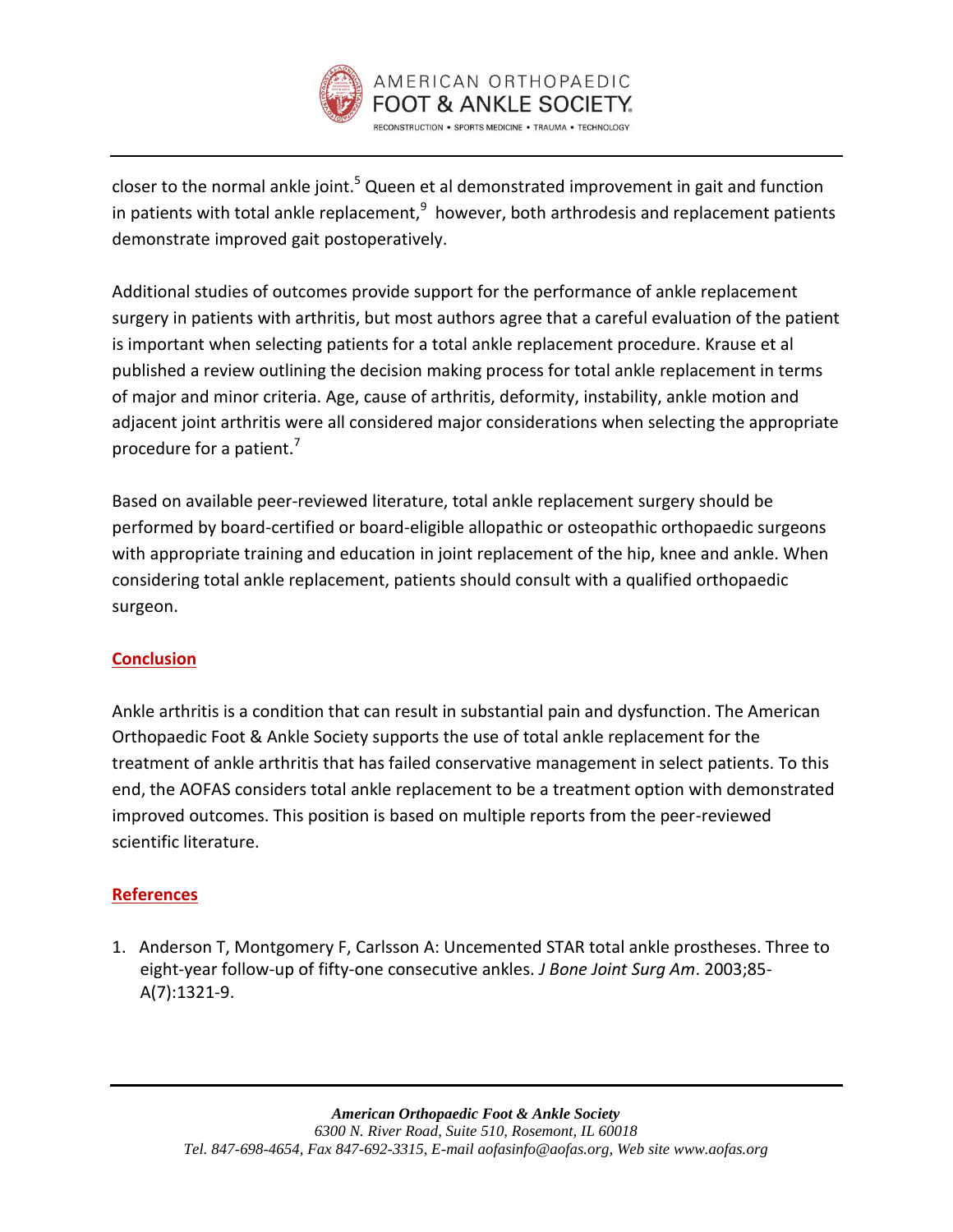closer to the normal ankle joint.[5] Queen et al demonstrated improvement in gait and function in patients with total ankle replacement,[9] however, both arthrodesis and replacement patients demonstrate improved gait postoperatively.

Additional studies of outcomes provide support for the performance of ankle replacement surgery in patients with arthritis, but most authors agree that a careful evaluation of the patient is important when selecting patients for a total ankle replacement procedure. Krause et al published a review outlining the decision making process for total ankle replacement in terms of major and minor criteria. Age, cause of arthritis, deformity, instability, ankle motion and adjacent joint arthritis were all considered major considerations when selecting the appropriate procedure for a patient.[7]

Based on available peer-reviewed literature, total ankle replacement surgery should be performed by board-certified or board-eligible allopathic or osteopathic orthopaedic surgeons with appropriate training and education in joint replacement of the hip, knee and ankle. When considering total ankle replacement, patients should consult with a qualified orthopaedic surgeon.

## Conclusion

Ankle arthritis is a condition that can result in substantial pain and dysfunction. The American Orthopaedic Foot & Ankle Society supports the use of total ankle replacement for the treatment of ankle arthritis that has failed conservative management in select patients. To this end, the AOFAS considers total ankle replacement to be a treatment option with demonstrated improved outcomes. This position is based on multiple reports from the peer-reviewed scientific literature.

## References

1. Anderson T, Montgomery F, Carlsson A: Uncemented STAR total ankle prostheses. Three to eight-year follow-up of fifty-one consecutive ankles. *J Bone Joint Surg Am*. 2003;85-A(7):1321-9.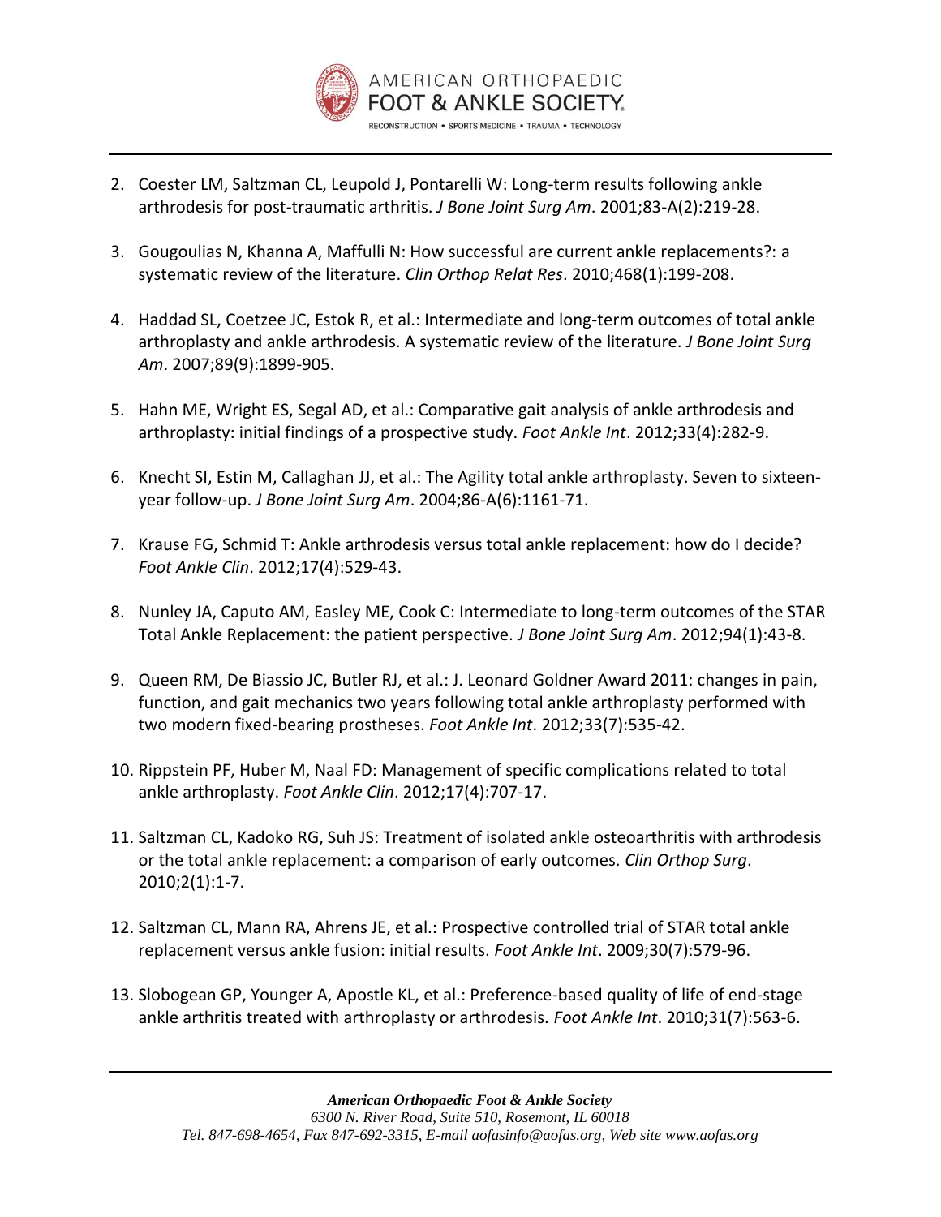2. Coester LM, Saltzman CL, Leupold J, Pontarelli W: Long-term results following ankle arthrodesis for post-traumatic arthritis. *J Bone Joint Surg Am*. 2001;83-A(2):219-28.

3. Gougoulias N, Khanna A, Maffulli N: How successful are current ankle replacements?: a systematic review of the literature. *Clin Orthop Relat Res*. 2010;468(1):199-208.

4. Haddad SL, Coetzee JC, Estok R, et al.: Intermediate and long-term outcomes of total ankle arthroplasty and ankle arthrodesis. A systematic review of the literature. *J Bone Joint Surg Am*. 2007;89(9):1899-905.

5. Hahn ME, Wright ES, Segal AD, et al.: Comparative gait analysis of ankle arthrodesis and arthroplasty: initial findings of a prospective study. *Foot Ankle Int*. 2012;33(4):282-9.

6. Knecht SI, Estin M, Callaghan JJ, et al.: The Agility total ankle arthroplasty. Seven to sixteen-year follow-up. *J Bone Joint Surg Am*. 2004;86-A(6):1161-71.

7. Krause FG, Schmid T: Ankle arthrodesis versus total ankle replacement: how do I decide? *Foot Ankle Clin*. 2012;17(4):529-43.

8. Nunley JA, Caputo AM, Easley ME, Cook C: Intermediate to long-term outcomes of the STAR Total Ankle Replacement: the patient perspective. *J Bone Joint Surg Am*. 2012;94(1):43-8.

9. Queen RM, De Biassio JC, Butler RJ, et al.: J. Leonard Goldner Award 2011: changes in pain, function, and gait mechanics two years following total ankle arthroplasty performed with two modern fixed-bearing prostheses. *Foot Ankle Int*. 2012;33(7):535-42.

10. Rippstein PF, Huber M, Naal FD: Management of specific complications related to total ankle arthroplasty. *Foot Ankle Clin*. 2012;17(4):707-17.

11. Saltzman CL, Kadoko RG, Suh JS: Treatment of isolated ankle osteoarthritis with arthrodesis or the total ankle replacement: a comparison of early outcomes. *Clin Orthop Surg*. 2010;2(1):1-7.

12. Saltzman CL, Mann RA, Ahrens JE, et al.: Prospective controlled trial of STAR total ankle replacement versus ankle fusion: initial results. *Foot Ankle Int*. 2009;30(7):579-96.

13. Slobogean GP, Younger A, Apostle KL, et al.: Preference-based quality of life of end-stage ankle arthritis treated with arthroplasty or arthrodesis. *Foot Ankle Int*. 2010;31(7):563-6.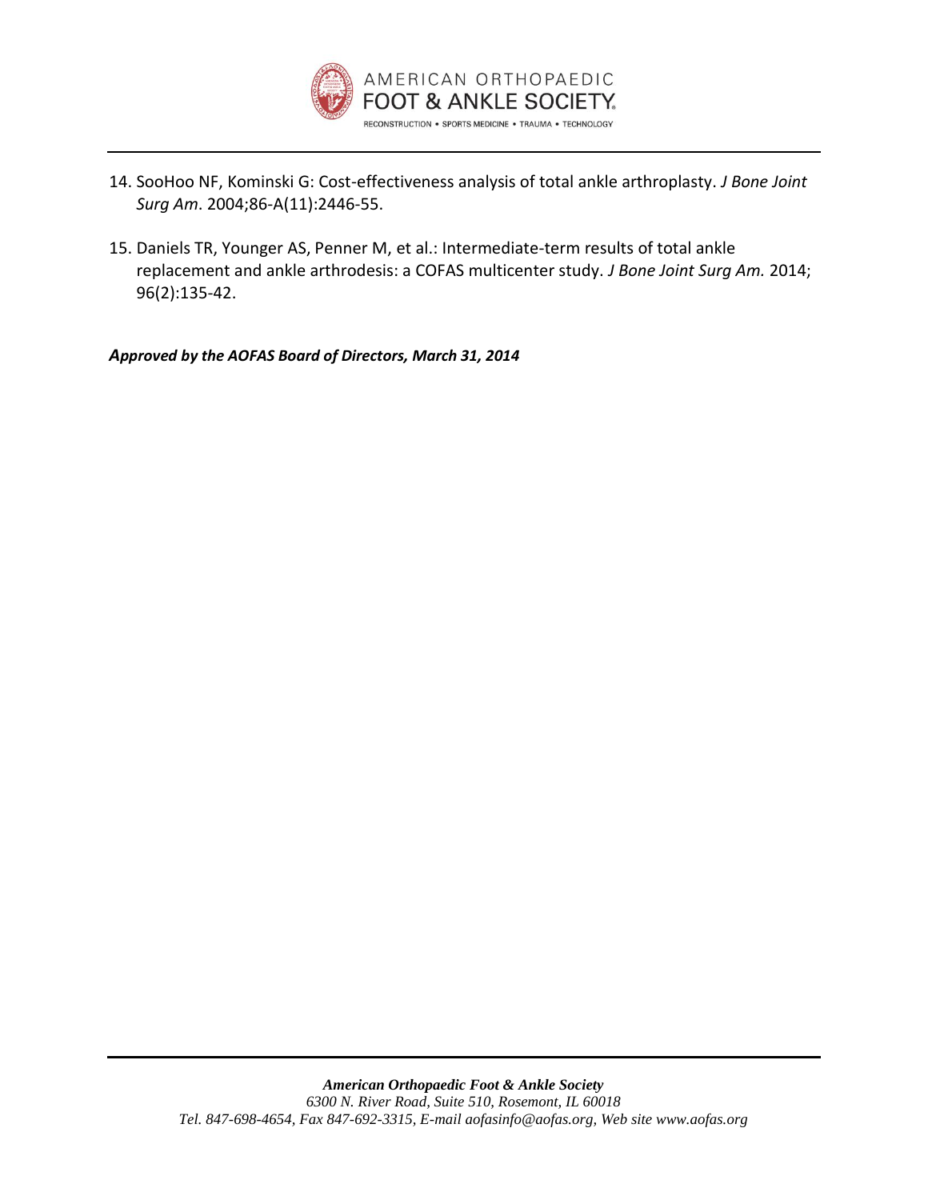14. SooHoo NF, Kominski G: Cost-effectiveness analysis of total ankle arthroplasty. *J Bone Joint Surg Am*. 2004;86-A(11):2446-55.

15. Daniels TR, Younger AS, Penner M, et al.: Intermediate-term results of total ankle replacement and ankle arthrodesis: a COFAS multicenter study. *J Bone Joint Surg Am.* 2014; 96(2):135-42.

***Approved by the AOFAS Board of Directors, March 31, 2014***